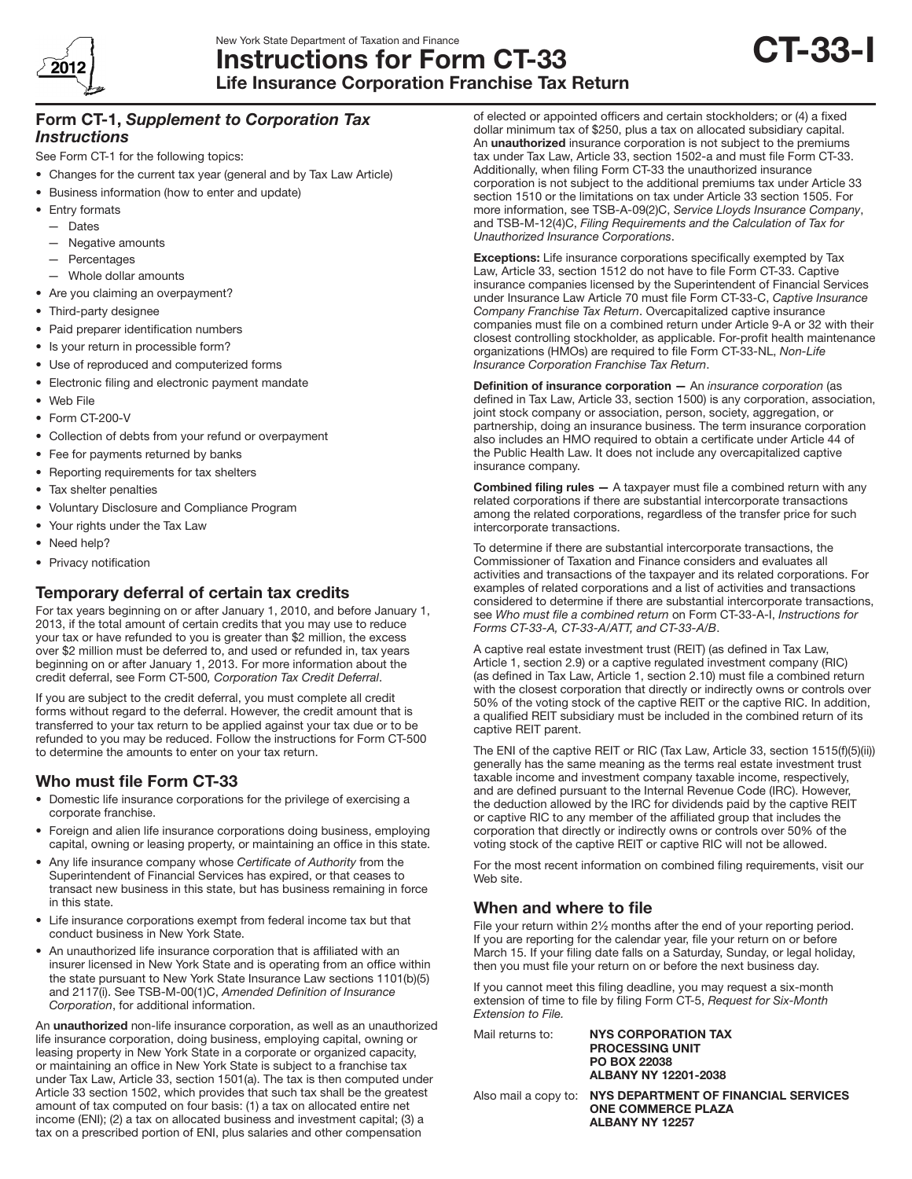New York State Department of Taxation and Finance

# Instructions for Form CT-33
## Life Insurance Corporation Franchise Tax Return

**CT-33-I**

2012

### Form CT-1, *Supplement to Corporation Tax Instructions*

See Form CT-1 for the following topics:

- Changes for the current tax year (general and by Tax Law Article)
- Business information (how to enter and update)
- Entry formats
  - Dates
  - Negative amounts
  - Percentages
  - Whole dollar amounts
- Are you claiming an overpayment?
- Third-party designee
- Paid preparer identification numbers
- Is your return in processible form?
- Use of reproduced and computerized forms
- Electronic filing and electronic payment mandate
- Web File
- Form CT-200-V
- Collection of debts from your refund or overpayment
- Fee for payments returned by banks
- Reporting requirements for tax shelters
- Tax shelter penalties
- Voluntary Disclosure and Compliance Program
- Your rights under the Tax Law
- Need help?
- Privacy notification

## Temporary deferral of certain tax credits

For tax years beginning on or after January 1, 2010, and before January 1, 2013, if the total amount of certain credits that you may use to reduce your tax or have refunded to you is greater than $2 million, the excess over $2 million must be deferred to, and used or refunded in, tax years beginning on or after January 1, 2013. For more information about the credit deferral, see Form CT-500*, Corporation Tax Credit Deferral*.

If you are subject to the credit deferral, you must complete all credit forms without regard to the deferral. However, the credit amount that is transferred to your tax return to be applied against your tax due or to be refunded to you may be reduced. Follow the instructions for Form CT-500 to determine the amounts to enter on your tax return.

## Who must file Form CT-33

- Domestic life insurance corporations for the privilege of exercising a corporate franchise.
- Foreign and alien life insurance corporations doing business, employing capital, owning or leasing property, or maintaining an office in this state.
- Any life insurance company whose *Certificate of Authority* from the Superintendent of Financial Services has expired, or that ceases to transact new business in this state, but has business remaining in force in this state.
- Life insurance corporations exempt from federal income tax but that conduct business in New York State.
- An unauthorized life insurance corporation that is affiliated with an insurer licensed in New York State and is operating from an office within the state pursuant to New York State Insurance Law sections 1101(b)(5) and 2117(i). See TSB-M-00(1)C, *Amended Definition of Insurance Corporation*, for additional information.

An **unauthorized** non-life insurance corporation, as well as an unauthorized life insurance corporation, doing business, employing capital, owning or leasing property in New York State in a corporate or organized capacity, or maintaining an office in New York State is subject to a franchise tax under Tax Law, Article 33, section 1501(a). The tax is then computed under Article 33 section 1502, which provides that such tax shall be the greatest amount of tax computed on four basis: (1) a tax on allocated entire net income (ENI); (2) a tax on allocated business and investment capital; (3) a tax on a prescribed portion of ENI, plus salaries and other compensation of elected or appointed officers and certain stockholders; or (4) a fixed dollar minimum tax of $250, plus a tax on allocated subsidiary capital. An **unauthorized** insurance corporation is not subject to the premiums tax under Tax Law, Article 33, section 1502-a and must file Form CT-33. Additionally, when filing Form CT-33 the unauthorized insurance corporation is not subject to the additional premiums tax under Article 33 section 1510 or the limitations on tax under Article 33 section 1505. For more information, see TSB-A-09(2)C, *Service Lloyds Insurance Company*, and TSB-M-12(4)C, *Filing Requirements and the Calculation of Tax for Unauthorized Insurance Corporations*.

**Exceptions:** Life insurance corporations specifically exempted by Tax Law, Article 33, section 1512 do not have to file Form CT-33. Captive insurance companies licensed by the Superintendent of Financial Services under Insurance Law Article 70 must file Form CT-33-C, *Captive Insurance Company Franchise Tax Return*. Overcapitalized captive insurance companies must file on a combined return under Article 9-A or 32 with their closest controlling stockholder, as applicable. For-profit health maintenance organizations (HMOs) are required to file Form CT-33-NL, *Non-Life Insurance Corporation Franchise Tax Return*.

**Definition of insurance corporation —** An *insurance corporation* (as defined in Tax Law, Article 33, section 1500) is any corporation, association, joint stock company or association, person, society, aggregation, or partnership, doing an insurance business. The term insurance corporation also includes an HMO required to obtain a certificate under Article 44 of the Public Health Law. It does not include any overcapitalized captive insurance company.

**Combined filing rules —** A taxpayer must file a combined return with any related corporations if there are substantial intercorporate transactions among the related corporations, regardless of the transfer price for such intercorporate transactions.

To determine if there are substantial intercorporate transactions, the Commissioner of Taxation and Finance considers and evaluates all activities and transactions of the taxpayer and its related corporations. For examples of related corporations and a list of activities and transactions considered to determine if there are substantial intercorporate transactions, see *Who must file a combined return* on Form CT-33-A-I, *Instructions for Forms CT-33-A, CT-33-A/ATT, and CT-33-A/B*.

A captive real estate investment trust (REIT) (as defined in Tax Law, Article 1, section 2.9) or a captive regulated investment company (RIC) (as defined in Tax Law, Article 1, section 2.10) must file a combined return with the closest corporation that directly or indirectly owns or controls over 50% of the voting stock of the captive REIT or the captive RIC. In addition, a qualified REIT subsidiary must be included in the combined return of its captive REIT parent.

The ENI of the captive REIT or RIC (Tax Law, Article 33, section 1515(f)(5)(ii)) generally has the same meaning as the terms real estate investment trust taxable income and investment company taxable income, respectively, and are defined pursuant to the Internal Revenue Code (IRC). However, the deduction allowed by the IRC for dividends paid by the captive REIT or captive RIC to any member of the affiliated group that includes the corporation that directly or indirectly owns or controls over 50% of the voting stock of the captive REIT or captive RIC will not be allowed.

For the most recent information on combined filing requirements, visit our Web site.

## When and where to file

File your return within 2½ months after the end of your reporting period. If you are reporting for the calendar year, file your return on or before March 15. If your filing date falls on a Saturday, Sunday, or legal holiday, then you must file your return on or before the next business day.

If you cannot meet this filing deadline, you may request a six-month extension of time to file by filing Form CT-5, *Request for Six-Month Extension to File.*

Mail returns to:
**NYS CORPORATION TAX**
**PROCESSING UNIT**
**PO BOX 22038**
**ALBANY NY 12201-2038**

Also mail a copy to:
**NYS DEPARTMENT OF FINANCIAL SERVICES**
**ONE COMMERCE PLAZA**
**ALBANY NY 12257**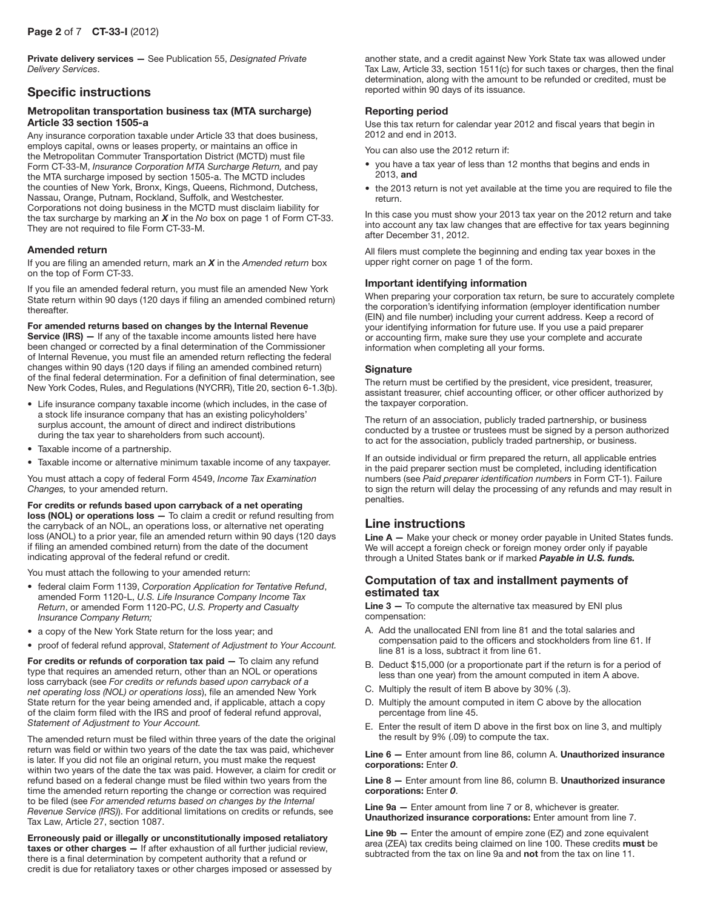**Private delivery services —** See Publication 55, *Designated Private Delivery Services*.

## Specific instructions

### Metropolitan transportation business tax (MTA surcharge) Article 33 section 1505-a

Any insurance corporation taxable under Article 33 that does business, employs capital, owns or leases property, or maintains an office in the Metropolitan Commuter Transportation District (MCTD) must file Form CT-33-M, *Insurance Corporation MTA Surcharge Return,* and pay the MTA surcharge imposed by section 1505-a. The MCTD includes the counties of New York, Bronx, Kings, Queens, Richmond, Dutchess, Nassau, Orange, Putnam, Rockland, Suffolk, and Westchester. Corporations not doing business in the MCTD must disclaim liability for the tax surcharge by marking an ***X*** in the *No* box on page 1 of Form CT-33. They are not required to file Form CT-33-M.

### Amended return

If you are filing an amended return, mark an ***X*** in the *Amended return* box on the top of Form CT-33.

If you file an amended federal return, you must file an amended New York State return within 90 days (120 days if filing an amended combined return) thereafter.

**For amended returns based on changes by the Internal Revenue Service (IRS) —** If any of the taxable income amounts listed here have been changed or corrected by a final determination of the Commissioner of Internal Revenue, you must file an amended return reflecting the federal changes within 90 days (120 days if filing an amended combined return) of the final federal determination. For a definition of final determination, see New York Codes, Rules, and Regulations (NYCRR), Title 20, section 6-1.3(b).

- Life insurance company taxable income (which includes, in the case of a stock life insurance company that has an existing policyholders' surplus account, the amount of direct and indirect distributions during the tax year to shareholders from such account).
- Taxable income of a partnership.
- Taxable income or alternative minimum taxable income of any taxpayer.

You must attach a copy of federal Form 4549, *Income Tax Examination Changes,* to your amended return.

**For credits or refunds based upon carryback of a net operating loss (NOL) or operations loss —** To claim a credit or refund resulting from the carryback of an NOL, an operations loss, or alternative net operating loss (ANOL) to a prior year, file an amended return within 90 days (120 days if filing an amended combined return) from the date of the document indicating approval of the federal refund or credit.

You must attach the following to your amended return:

- federal claim Form 1139, *Corporation Application for Tentative Refund*, amended Form 1120-L, *U.S. Life Insurance Company Income Tax Return*, or amended Form 1120-PC, *U.S. Property and Casualty Insurance Company Return;*
- a copy of the New York State return for the loss year; and
- proof of federal refund approval, *Statement of Adjustment to Your Account.*

**For credits or refunds of corporation tax paid —** To claim any refund type that requires an amended return, other than an NOL or operations loss carryback (see *For credits or refunds based upon carryback of a net operating loss (NOL) or operations loss*), file an amended New York State return for the year being amended and, if applicable, attach a copy of the claim form filed with the IRS and proof of federal refund approval, *Statement of Adjustment to Your Account.*

The amended return must be filed within three years of the date the original return was field or within two years of the date the tax was paid, whichever is later. If you did not file an original return, you must make the request within two years of the date the tax was paid. However, a claim for credit or refund based on a federal change must be filed within two years from the time the amended return reporting the change or correction was required to be filed (see *For amended returns based on changes by the Internal Revenue Service (IRS)*). For additional limitations on credits or refunds, see Tax Law, Article 27, section 1087.

**Erroneously paid or illegally or unconstitutionally imposed retaliatory taxes or other charges —** If after exhaustion of all further judicial review, there is a final determination by competent authority that a refund or credit is due for retaliatory taxes or other charges imposed or assessed by another state, and a credit against New York State tax was allowed under Tax Law, Article 33, section 1511(c) for such taxes or charges, then the final determination, along with the amount to be refunded or credited, must be reported within 90 days of its issuance.

### Reporting period

Use this tax return for calendar year 2012 and fiscal years that begin in 2012 and end in 2013.

You can also use the 2012 return if:

- you have a tax year of less than 12 months that begins and ends in 2013, **and**
- the 2013 return is not yet available at the time you are required to file the return.

In this case you must show your 2013 tax year on the 2012 return and take into account any tax law changes that are effective for tax years beginning after December 31, 2012.

All filers must complete the beginning and ending tax year boxes in the upper right corner on page 1 of the form.

### Important identifying information

When preparing your corporation tax return, be sure to accurately complete the corporation's identifying information (employer identification number (EIN) and file number) including your current address. Keep a record of your identifying information for future use. If you use a paid preparer or accounting firm, make sure they use your complete and accurate information when completing all your forms.

### Signature

The return must be certified by the president, vice president, treasurer, assistant treasurer, chief accounting officer, or other officer authorized by the taxpayer corporation.

The return of an association, publicly traded partnership, or business conducted by a trustee or trustees must be signed by a person authorized to act for the association, publicly traded partnership, or business.

If an outside individual or firm prepared the return, all applicable entries in the paid preparer section must be completed, including identification numbers (see *Paid preparer identification numbers* in Form CT-1). Failure to sign the return will delay the processing of any refunds and may result in penalties.

## Line instructions

**Line A —** Make your check or money order payable in United States funds. We will accept a foreign check or foreign money order only if payable through a United States bank or if marked ***Payable in U.S. funds.***

## Computation of tax and installment payments of estimated tax

**Line 3 —** To compute the alternative tax measured by ENI plus compensation:

A. Add the unallocated ENI from line 81 and the total salaries and compensation paid to the officers and stockholders from line 61. If line 81 is a loss, subtract it from line 61.

B. Deduct $15,000 (or a proportionate part if the return is for a period of less than one year) from the amount computed in item A above.

C. Multiply the result of item B above by 30% (.3).

D. Multiply the amount computed in item C above by the allocation percentage from line 45.

E. Enter the result of item D above in the first box on line 3, and multiply the result by 9% (.09) to compute the tax.

**Line 6 —** Enter amount from line 86, column A. **Unauthorized insurance corporations:** Enter ***0***.

**Line 8 —** Enter amount from line 86, column B. **Unauthorized insurance corporations:** Enter ***0***.

**Line 9a —** Enter amount from line 7 or 8, whichever is greater. **Unauthorized insurance corporations:** Enter amount from line 7.

**Line 9b —** Enter the amount of empire zone (EZ) and zone equivalent area (ZEA) tax credits being claimed on line 100. These credits **must** be subtracted from the tax on line 9a and **not** from the tax on line 11.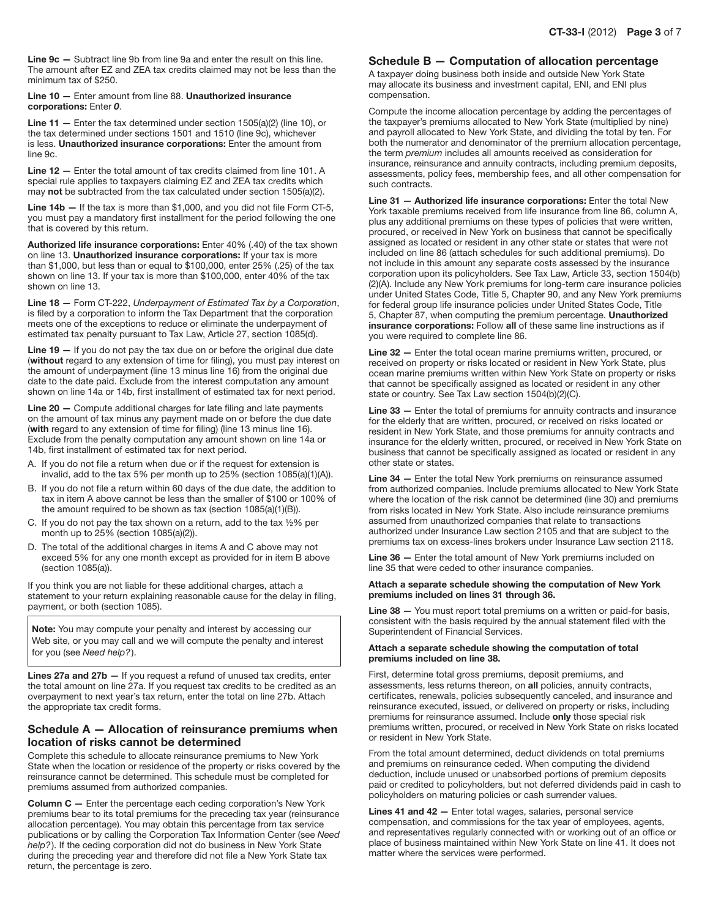**Line 9c —** Subtract line 9b from line 9a and enter the result on this line. The amount after EZ and ZEA tax credits claimed may not be less than the minimum tax of $250.

**Line 10 —** Enter amount from line 88. **Unauthorized insurance corporations:** Enter ***0***.

**Line 11 —** Enter the tax determined under section 1505(a)(2) (line 10), or the tax determined under sections 1501 and 1510 (line 9c), whichever is less. **Unauthorized insurance corporations:** Enter the amount from line 9c.

**Line 12 —** Enter the total amount of tax credits claimed from line 101. A special rule applies to taxpayers claiming EZ and ZEA tax credits which may **not** be subtracted from the tax calculated under section 1505(a)(2).

**Line 14b —** If the tax is more than $1,000, and you did not file Form CT-5, you must pay a mandatory first installment for the period following the one that is covered by this return.

**Authorized life insurance corporations:** Enter 40% (.40) of the tax shown on line 13. **Unauthorized insurance corporations:** If your tax is more than $1,000, but less than or equal to $100,000, enter 25% (.25) of the tax shown on line 13. If your tax is more than $100,000, enter 40% of the tax shown on line 13.

**Line 18 —** Form CT-222, *Underpayment of Estimated Tax by a Corporation*, is filed by a corporation to inform the Tax Department that the corporation meets one of the exceptions to reduce or eliminate the underpayment of estimated tax penalty pursuant to Tax Law, Article 27, section 1085(d).

**Line 19 —** If you do not pay the tax due on or before the original due date (**without** regard to any extension of time for filing), you must pay interest on the amount of underpayment (line 13 minus line 16) from the original due date to the date paid. Exclude from the interest computation any amount shown on line 14a or 14b, first installment of estimated tax for next period.

**Line 20 —** Compute additional charges for late filing and late payments on the amount of tax minus any payment made on or before the due date (**with** regard to any extension of time for filing) (line 13 minus line 16). Exclude from the penalty computation any amount shown on line 14a or 14b, first installment of estimated tax for next period.

A. If you do not file a return when due or if the request for extension is invalid, add to the tax 5% per month up to 25% (section 1085(a)(1)(A)).
B. If you do not file a return within 60 days of the due date, the addition to tax in item A above cannot be less than the smaller of $100 or 100% of the amount required to be shown as tax (section 1085(a)(1)(B)).
C. If you do not pay the tax shown on a return, add to the tax ½% per month up to 25% (section 1085(a)(2)).
D. The total of the additional charges in items A and C above may not exceed 5% for any one month except as provided for in item B above (section 1085(a)).

If you think you are not liable for these additional charges, attach a statement to your return explaining reasonable cause for the delay in filing, payment, or both (section 1085).

**Note:** You may compute your penalty and interest by accessing our Web site, or you may call and we will compute the penalty and interest for you (see *Need help?*).

**Lines 27a and 27b —** If you request a refund of unused tax credits, enter the total amount on line 27a. If you request tax credits to be credited as an overpayment to next year's tax return, enter the total on line 27b. Attach the appropriate tax credit forms.

## Schedule A — Allocation of reinsurance premiums when location of risks cannot be determined

Complete this schedule to allocate reinsurance premiums to New York State when the location or residence of the property or risks covered by the reinsurance cannot be determined. This schedule must be completed for premiums assumed from authorized companies.

**Column C —** Enter the percentage each ceding corporation's New York premiums bear to its total premiums for the preceding tax year (reinsurance allocation percentage). You may obtain this percentage from tax service publications or by calling the Corporation Tax Information Center (see *Need help?*). If the ceding corporation did not do business in New York State during the preceding year and therefore did not file a New York State tax return, the percentage is zero.

## Schedule B — Computation of allocation percentage

A taxpayer doing business both inside and outside New York State may allocate its business and investment capital, ENI, and ENI plus compensation.

Compute the income allocation percentage by adding the percentages of the taxpayer's premiums allocated to New York State (multiplied by nine) and payroll allocated to New York State, and dividing the total by ten. For both the numerator and denominator of the premium allocation percentage, the term *premium* includes all amounts received as consideration for insurance, reinsurance and annuity contracts, including premium deposits, assessments, policy fees, membership fees, and all other compensation for such contracts.

**Line 31 — Authorized life insurance corporations:** Enter the total New York taxable premiums received from life insurance from line 86, column A, plus any additional premiums on these types of policies that were written, procured, or received in New York on business that cannot be specifically assigned as located or resident in any other state or states that were not included on line 86 (attach schedules for such additional premiums). Do not include in this amount any separate costs assessed by the insurance corporation upon its policyholders. See Tax Law, Article 33, section 1504(b)(2)(A). Include any New York premiums for long-term care insurance policies under United States Code, Title 5, Chapter 90, and any New York premiums for federal group life insurance policies under United States Code, Title 5, Chapter 87, when computing the premium percentage. **Unauthorized insurance corporations:** Follow **all** of these same line instructions as if you were required to complete line 86.

**Line 32 —** Enter the total ocean marine premiums written, procured, or received on property or risks located or resident in New York State, plus ocean marine premiums written within New York State on property or risks that cannot be specifically assigned as located or resident in any other state or country. See Tax Law section 1504(b)(2)(C).

**Line 33 —** Enter the total of premiums for annuity contracts and insurance for the elderly that are written, procured, or received on risks located or resident in New York State, and those premiums for annuity contracts and insurance for the elderly written, procured, or received in New York State on business that cannot be specifically assigned as located or resident in any other state or states.

**Line 34 —** Enter the total New York premiums on reinsurance assumed from authorized companies. Include premiums allocated to New York State where the location of the risk cannot be determined (line 30) and premiums from risks located in New York State. Also include reinsurance premiums assumed from unauthorized companies that relate to transactions authorized under Insurance Law section 2105 and that are subject to the premiums tax on excess-lines brokers under Insurance Law section 2118.

**Line 36 —** Enter the total amount of New York premiums included on line 35 that were ceded to other insurance companies.

**Attach a separate schedule showing the computation of New York premiums included on lines 31 through 36.**

**Line 38 —** You must report total premiums on a written or paid-for basis, consistent with the basis required by the annual statement filed with the Superintendent of Financial Services.

**Attach a separate schedule showing the computation of total premiums included on line 38.**

First, determine total gross premiums, deposit premiums, and assessments, less returns thereon, on **all** policies, annuity contracts, certificates, renewals, policies subsequently canceled, and insurance and reinsurance executed, issued, or delivered on property or risks, including premiums for reinsurance assumed. Include **only** those special risk premiums written, procured, or received in New York State on risks located or resident in New York State.

From the total amount determined, deduct dividends on total premiums and premiums on reinsurance ceded. When computing the dividend deduction, include unused or unabsorbed portions of premium deposits paid or credited to policyholders, but not deferred dividends paid in cash to policyholders on maturing policies or cash surrender values.

**Lines 41 and 42 —** Enter total wages, salaries, personal service compensation, and commissions for the tax year of employees, agents, and representatives regularly connected with or working out of an office or place of business maintained within New York State on line 41. It does not matter where the services were performed.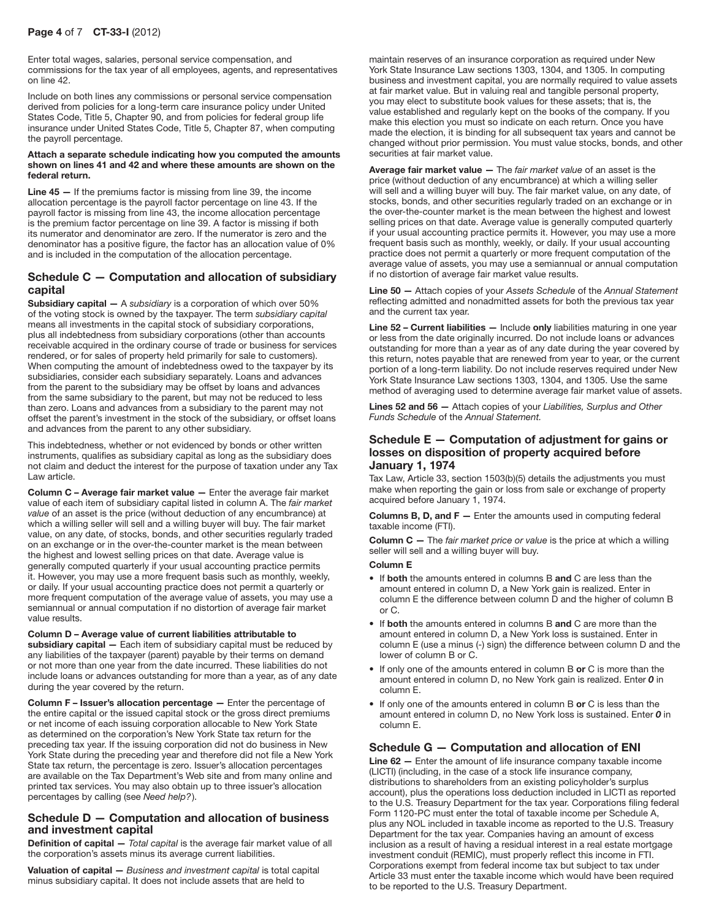Enter total wages, salaries, personal service compensation, and commissions for the tax year of all employees, agents, and representatives on line 42.

Include on both lines any commissions or personal service compensation derived from policies for a long-term care insurance policy under United States Code, Title 5, Chapter 90, and from policies for federal group life insurance under United States Code, Title 5, Chapter 87, when computing the payroll percentage.

**Attach a separate schedule indicating how you computed the amounts shown on lines 41 and 42 and where these amounts are shown on the federal return.**

**Line 45 —** If the premiums factor is missing from line 39, the income allocation percentage is the payroll factor percentage on line 43. If the payroll factor is missing from line 43, the income allocation percentage is the premium factor percentage on line 39. A factor is missing if both its numerator and denominator are zero. If the numerator is zero and the denominator has a positive figure, the factor has an allocation value of 0% and is included in the computation of the allocation percentage.

## Schedule C — Computation and allocation of subsidiary capital

**Subsidiary capital —** A *subsidiary* is a corporation of which over 50% of the voting stock is owned by the taxpayer. The term *subsidiary capital* means all investments in the capital stock of subsidiary corporations, plus all indebtedness from subsidiary corporations (other than accounts receivable acquired in the ordinary course of trade or business for services rendered, or for sales of property held primarily for sale to customers). When computing the amount of indebtedness owed to the taxpayer by its subsidiaries, consider each subsidiary separately. Loans and advances from the parent to the subsidiary may be offset by loans and advances from the same subsidiary to the parent, but may not be reduced to less than zero. Loans and advances from a subsidiary to the parent may not offset the parent's investment in the stock of the subsidiary, or offset loans and advances from the parent to any other subsidiary.

This indebtedness, whether or not evidenced by bonds or other written instruments, qualifies as subsidiary capital as long as the subsidiary does not claim and deduct the interest for the purpose of taxation under any Tax Law article.

**Column C – Average fair market value —** Enter the average fair market value of each item of subsidiary capital listed in column A. The *fair market value* of an asset is the price (without deduction of any encumbrance) at which a willing seller will sell and a willing buyer will buy. The fair market value, on any date, of stocks, bonds, and other securities regularly traded on an exchange or in the over-the-counter market is the mean between the highest and lowest selling prices on that date. Average value is generally computed quarterly if your usual accounting practice permits it. However, you may use a more frequent basis such as monthly, weekly, or daily. If your usual accounting practice does not permit a quarterly or more frequent computation of the average value of assets, you may use a semiannual or annual computation if no distortion of average fair market value results.

**Column D – Average value of current liabilities attributable to subsidiary capital —** Each item of subsidiary capital must be reduced by any liabilities of the taxpayer (parent) payable by their terms on demand or not more than one year from the date incurred. These liabilities do not include loans or advances outstanding for more than a year, as of any date during the year covered by the return.

**Column F – Issuer's allocation percentage —** Enter the percentage of the entire capital or the issued capital stock or the gross direct premiums or net income of each issuing corporation allocable to New York State as determined on the corporation's New York State tax return for the preceding tax year. If the issuing corporation did not do business in New York State during the preceding year and therefore did not file a New York State tax return, the percentage is zero. Issuer's allocation percentages are available on the Tax Department's Web site and from many online and printed tax services. You may also obtain up to three issuer's allocation percentages by calling (see *Need help?*).

## Schedule D — Computation and allocation of business and investment capital

**Definition of capital —** *Total capital* is the average fair market value of all the corporation's assets minus its average current liabilities.

**Valuation of capital —** *Business and investment capital* is total capital minus subsidiary capital. It does not include assets that are held to maintain reserves of an insurance corporation as required under New York State Insurance Law sections 1303, 1304, and 1305. In computing business and investment capital, you are normally required to value assets at fair market value. But in valuing real and tangible personal property, you may elect to substitute book values for these assets; that is, the value established and regularly kept on the books of the company. If you make this election you must so indicate on each return. Once you have made the election, it is binding for all subsequent tax years and cannot be changed without prior permission. You must value stocks, bonds, and other securities at fair market value.

**Average fair market value —** The *fair market value* of an asset is the price (without deduction of any encumbrance) at which a willing seller will sell and a willing buyer will buy. The fair market value, on any date, of stocks, bonds, and other securities regularly traded on an exchange or in the over-the-counter market is the mean between the highest and lowest selling prices on that date. Average value is generally computed quarterly if your usual accounting practice permits it. However, you may use a more frequent basis such as monthly, weekly, or daily. If your usual accounting practice does not permit a quarterly or more frequent computation of the average value of assets, you may use a semiannual or annual computation if no distortion of average fair market value results.

**Line 50 —** Attach copies of your *Assets Schedule* of the *Annual Statement* reflecting admitted and nonadmitted assets for both the previous tax year and the current tax year.

**Line 52 – Current liabilities —** Include **only** liabilities maturing in one year or less from the date originally incurred. Do not include loans or advances outstanding for more than a year as of any date during the year covered by this return, notes payable that are renewed from year to year, or the current portion of a long-term liability. Do not include reserves required under New York State Insurance Law sections 1303, 1304, and 1305. Use the same method of averaging used to determine average fair market value of assets.

**Lines 52 and 56 —** Attach copies of your *Liabilities, Surplus and Other Funds Schedule* of the *Annual Statement.*

## Schedule E — Computation of adjustment for gains or losses on disposition of property acquired before January 1, 1974

Tax Law, Article 33, section 1503(b)(5) details the adjustments you must make when reporting the gain or loss from sale or exchange of property acquired before January 1, 1974.

**Columns B, D, and F —** Enter the amounts used in computing federal taxable income (FTI).

**Column C —** The *fair market price or value* is the price at which a willing seller will sell and a willing buyer will buy.

**Column E**

- If **both** the amounts entered in columns B **and** C are less than the amount entered in column D, a New York gain is realized. Enter in column E the difference between column D and the higher of column B or C.
- If **both** the amounts entered in columns B **and** C are more than the amount entered in column D, a New York loss is sustained. Enter in column E (use a minus (-) sign) the difference between column D and the lower of column B or C.
- If only one of the amounts entered in column B **or** C is more than the amount entered in column D, no New York gain is realized. Enter ***0*** in column E.
- If only one of the amounts entered in column B **or** C is less than the amount entered in column D, no New York loss is sustained. Enter ***0*** in column E.

## Schedule G — Computation and allocation of ENI

**Line 62 —** Enter the amount of life insurance company taxable income (LICTI) (including, in the case of a stock life insurance company, distributions to shareholders from an existing policyholder's surplus account), plus the operations loss deduction included in LICTI as reported to the U.S. Treasury Department for the tax year. Corporations filing federal Form 1120-PC must enter the total of taxable income per Schedule A, plus any NOL included in taxable income as reported to the U.S. Treasury Department for the tax year. Companies having an amount of excess inclusion as a result of having a residual interest in a real estate mortgage investment conduit (REMIC), must properly reflect this income in FTI. Corporations exempt from federal income tax but subject to tax under Article 33 must enter the taxable income which would have been required to be reported to the U.S. Treasury Department.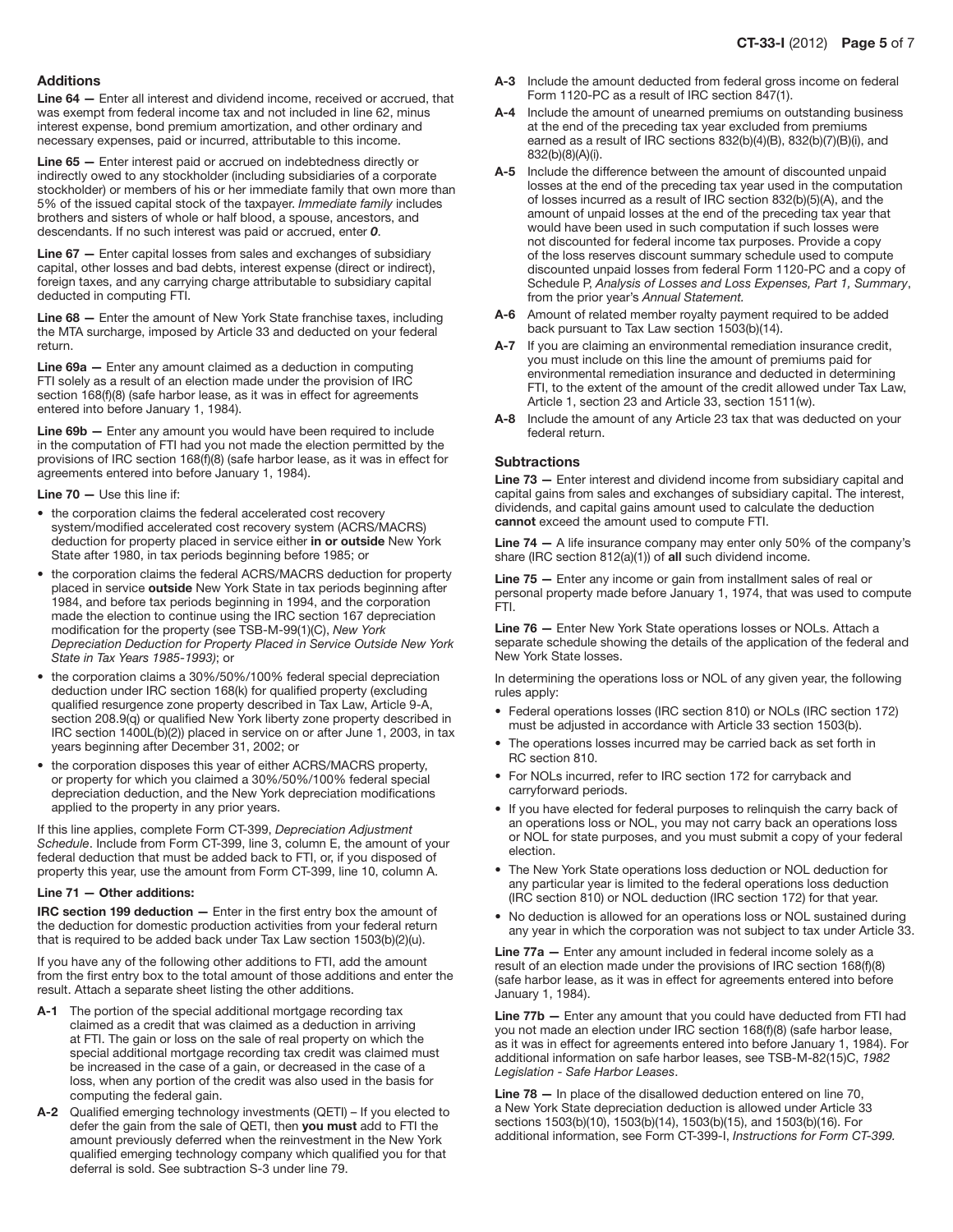### Additions

**Line 64 —** Enter all interest and dividend income, received or accrued, that was exempt from federal income tax and not included in line 62, minus interest expense, bond premium amortization, and other ordinary and necessary expenses, paid or incurred, attributable to this income.

**Line 65 —** Enter interest paid or accrued on indebtedness directly or indirectly owed to any stockholder (including subsidiaries of a corporate stockholder) or members of his or her immediate family that own more than 5% of the issued capital stock of the taxpayer. *Immediate family* includes brothers and sisters of whole or half blood, a spouse, ancestors, and descendants. If no such interest was paid or accrued, enter ***0***.

**Line 67 —** Enter capital losses from sales and exchanges of subsidiary capital, other losses and bad debts, interest expense (direct or indirect), foreign taxes, and any carrying charge attributable to subsidiary capital deducted in computing FTI.

**Line 68 —** Enter the amount of New York State franchise taxes, including the MTA surcharge, imposed by Article 33 and deducted on your federal return.

**Line 69a —** Enter any amount claimed as a deduction in computing FTI solely as a result of an election made under the provision of IRC section 168(f)(8) (safe harbor lease, as it was in effect for agreements entered into before January 1, 1984).

**Line 69b —** Enter any amount you would have been required to include in the computation of FTI had you not made the election permitted by the provisions of IRC section 168(f)(8) (safe harbor lease, as it was in effect for agreements entered into before January 1, 1984).

**Line 70 —** Use this line if:

- the corporation claims the federal accelerated cost recovery system/modified accelerated cost recovery system (ACRS/MACRS) deduction for property placed in service either **in or outside** New York State after 1980, in tax periods beginning before 1985; or
- the corporation claims the federal ACRS/MACRS deduction for property placed in service **outside** New York State in tax periods beginning after 1984, and before tax periods beginning in 1994, and the corporation made the election to continue using the IRC section 167 depreciation modification for the property (see TSB-M-99(1)(C), *New York Depreciation Deduction for Property Placed in Service Outside New York State in Tax Years 1985-1993)*; or
- the corporation claims a 30%/50%/100% federal special depreciation deduction under IRC section 168(k) for qualified property (excluding qualified resurgence zone property described in Tax Law, Article 9-A, section 208.9(q) or qualified New York liberty zone property described in IRC section 1400L(b)(2)) placed in service on or after June 1, 2003, in tax years beginning after December 31, 2002; or
- the corporation disposes this year of either ACRS/MACRS property, or property for which you claimed a 30%/50%/100% federal special depreciation deduction, and the New York depreciation modifications applied to the property in any prior years.

If this line applies, complete Form CT-399, *Depreciation Adjustment Schedule*. Include from Form CT-399, line 3, column E, the amount of your federal deduction that must be added back to FTI, or, if you disposed of property this year, use the amount from Form CT-399, line 10, column A.

**Line 71 — Other additions:**

**IRC section 199 deduction —** Enter in the first entry box the amount of the deduction for domestic production activities from your federal return that is required to be added back under Tax Law section 1503(b)(2)(u).

If you have any of the following other additions to FTI, add the amount from the first entry box to the total amount of those additions and enter the result. Attach a separate sheet listing the other additions.

**A-1** The portion of the special additional mortgage recording tax claimed as a credit that was claimed as a deduction in arriving at FTI. The gain or loss on the sale of real property on which the special additional mortgage recording tax credit was claimed must be increased in the case of a gain, or decreased in the case of a loss, when any portion of the credit was also used in the basis for computing the federal gain.

**A-2** Qualified emerging technology investments (QETI) – If you elected to defer the gain from the sale of QETI, then **you must** add to FTI the amount previously deferred when the reinvestment in the New York qualified emerging technology company which qualified you for that deferral is sold. See subtraction S-3 under line 79.

**A-3** Include the amount deducted from federal gross income on federal Form 1120-PC as a result of IRC section 847(1).

**A-4** Include the amount of unearned premiums on outstanding business at the end of the preceding tax year excluded from premiums earned as a result of IRC sections 832(b)(4)(B), 832(b)(7)(B)(i), and 832(b)(8)(A)(i).

**A-5** Include the difference between the amount of discounted unpaid losses at the end of the preceding tax year used in the computation of losses incurred as a result of IRC section 832(b)(5)(A), and the amount of unpaid losses at the end of the preceding tax year that would have been used in such computation if such losses were not discounted for federal income tax purposes. Provide a copy of the loss reserves discount summary schedule used to compute discounted unpaid losses from federal Form 1120-PC and a copy of Schedule P, *Analysis of Losses and Loss Expenses, Part 1, Summary*, from the prior year's *Annual Statement*.

**A-6** Amount of related member royalty payment required to be added back pursuant to Tax Law section 1503(b)(14).

**A-7** If you are claiming an environmental remediation insurance credit, you must include on this line the amount of premiums paid for environmental remediation insurance and deducted in determining FTI, to the extent of the amount of the credit allowed under Tax Law, Article 1, section 23 and Article 33, section 1511(w).

**A-8** Include the amount of any Article 23 tax that was deducted on your federal return.

### Subtractions

**Line 73 —** Enter interest and dividend income from subsidiary capital and capital gains from sales and exchanges of subsidiary capital. The interest, dividends, and capital gains amount used to calculate the deduction **cannot** exceed the amount used to compute FTI.

**Line 74 —** A life insurance company may enter only 50% of the company's share (IRC section 812(a)(1)) of **all** such dividend income.

**Line 75 —** Enter any income or gain from installment sales of real or personal property made before January 1, 1974, that was used to compute FTI.

**Line 76 —** Enter New York State operations losses or NOLs. Attach a separate schedule showing the details of the application of the federal and New York State losses.

In determining the operations loss or NOL of any given year, the following rules apply:

- Federal operations losses (IRC section 810) or NOLs (IRC section 172) must be adjusted in accordance with Article 33 section 1503(b).
- The operations losses incurred may be carried back as set forth in RC section 810.
- For NOLs incurred, refer to IRC section 172 for carryback and carryforward periods.
- If you have elected for federal purposes to relinquish the carry back of an operations loss or NOL, you may not carry back an operations loss or NOL for state purposes, and you must submit a copy of your federal election.
- The New York State operations loss deduction or NOL deduction for any particular year is limited to the federal operations loss deduction (IRC section 810) or NOL deduction (IRC section 172) for that year.
- No deduction is allowed for an operations loss or NOL sustained during any year in which the corporation was not subject to tax under Article 33.

**Line 77a —** Enter any amount included in federal income solely as a result of an election made under the provisions of IRC section 168(f)(8) (safe harbor lease, as it was in effect for agreements entered into before January 1, 1984).

**Line 77b —** Enter any amount that you could have deducted from FTI had you not made an election under IRC section 168(f)(8) (safe harbor lease, as it was in effect for agreements entered into before January 1, 1984). For additional information on safe harbor leases, see TSB-M-82(15)C, *1982 Legislation - Safe Harbor Leases*.

**Line 78 —** In place of the disallowed deduction entered on line 70, a New York State depreciation deduction is allowed under Article 33 sections 1503(b)(10), 1503(b)(14), 1503(b)(15), and 1503(b)(16). For additional information, see Form CT-399-I, *Instructions for Form CT-399.*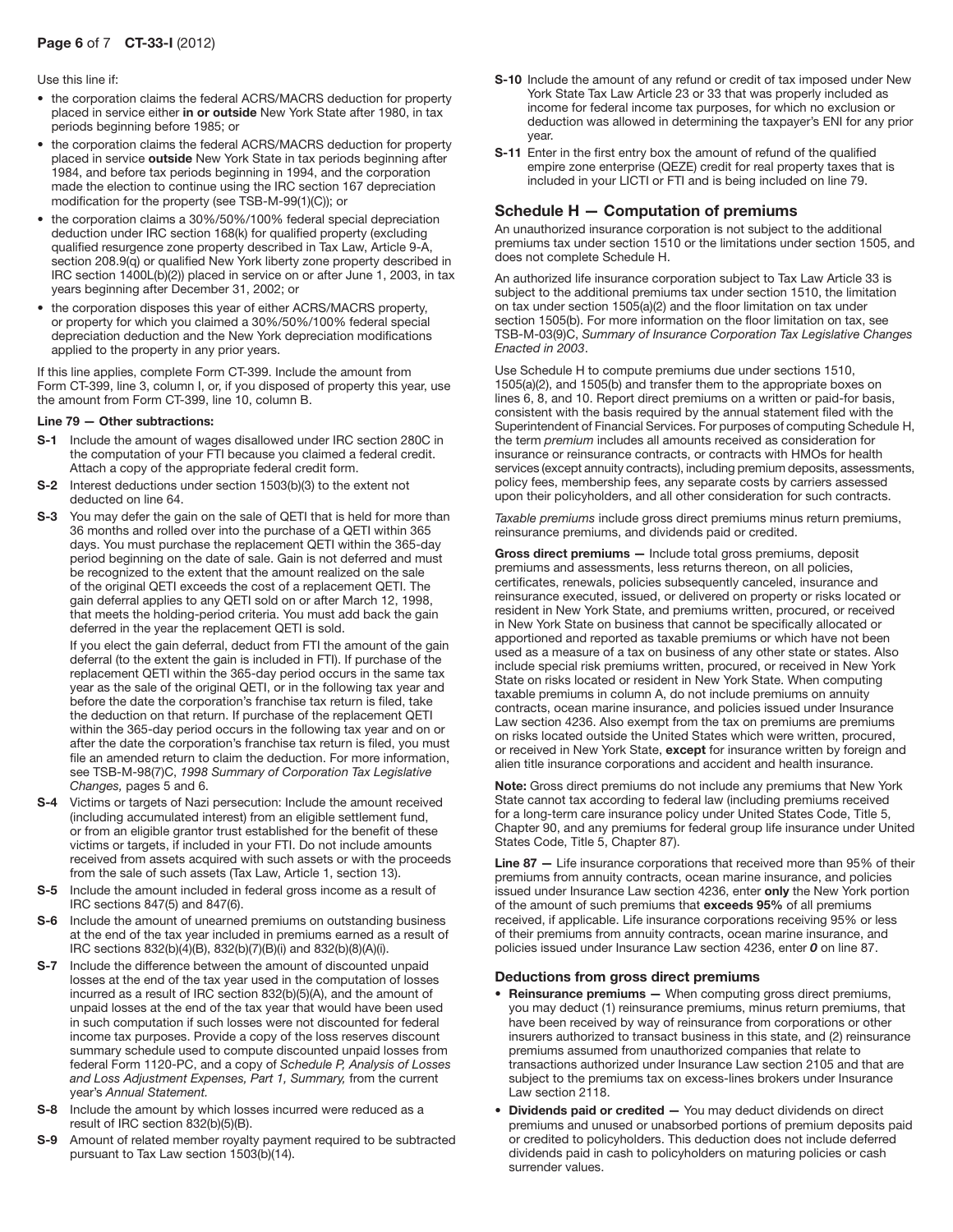Use this line if:

- the corporation claims the federal ACRS/MACRS deduction for property placed in service either **in or outside** New York State after 1980, in tax periods beginning before 1985; or
- the corporation claims the federal ACRS/MACRS deduction for property placed in service **outside** New York State in tax periods beginning after 1984, and before tax periods beginning in 1994, and the corporation made the election to continue using the IRC section 167 depreciation modification for the property (see TSB-M-99(1)(C)); or
- the corporation claims a 30%/50%/100% federal special depreciation deduction under IRC section 168(k) for qualified property (excluding qualified resurgence zone property described in Tax Law, Article 9-A, section 208.9(q) or qualified New York liberty zone property described in IRC section 1400L(b)(2)) placed in service on or after June 1, 2003, in tax years beginning after December 31, 2002; or
- the corporation disposes this year of either ACRS/MACRS property, or property for which you claimed a 30%/50%/100% federal special depreciation deduction and the New York depreciation modifications applied to the property in any prior years.

If this line applies, complete Form CT-399. Include the amount from Form CT-399, line 3, column I, or, if you disposed of property this year, use the amount from Form CT-399, line 10, column B.

#### Line 79 — Other subtractions:

**S-1** Include the amount of wages disallowed under IRC section 280C in the computation of your FTI because you claimed a federal credit. Attach a copy of the appropriate federal credit form.

**S-2** Interest deductions under section 1503(b)(3) to the extent not deducted on line 64.

**S-3** You may defer the gain on the sale of QETI that is held for more than 36 months and rolled over into the purchase of a QETI within 365 days. You must purchase the replacement QETI within the 365-day period beginning on the date of sale. Gain is not deferred and must be recognized to the extent that the amount realized on the sale of the original QETI exceeds the cost of a replacement QETI. The gain deferral applies to any QETI sold on or after March 12, 1998, that meets the holding-period criteria. You must add back the gain deferred in the year the replacement QETI is sold.

If you elect the gain deferral, deduct from FTI the amount of the gain deferral (to the extent the gain is included in FTI). If purchase of the replacement QETI within the 365-day period occurs in the same tax year as the sale of the original QETI, or in the following tax year and before the date the corporation's franchise tax return is filed, take the deduction on that return. If purchase of the replacement QETI within the 365-day period occurs in the following tax year and on or after the date the corporation's franchise tax return is filed, you must file an amended return to claim the deduction. For more information, see TSB-M-98(7)C, *1998 Summary of Corporation Tax Legislative Changes,* pages 5 and 6.

**S-4** Victims or targets of Nazi persecution: Include the amount received (including accumulated interest) from an eligible settlement fund, or from an eligible grantor trust established for the benefit of these victims or targets, if included in your FTI. Do not include amounts received from assets acquired with such assets or with the proceeds from the sale of such assets (Tax Law, Article 1, section 13).

**S-5** Include the amount included in federal gross income as a result of IRC sections 847(5) and 847(6).

**S-6** Include the amount of unearned premiums on outstanding business at the end of the tax year included in premiums earned as a result of IRC sections 832(b)(4)(B), 832(b)(7)(B)(i) and 832(b)(8)(A)(i).

**S-7** Include the difference between the amount of discounted unpaid losses at the end of the tax year used in the computation of losses incurred as a result of IRC section 832(b)(5)(A), and the amount of unpaid losses at the end of the tax year that would have been used in such computation if such losses were not discounted for federal income tax purposes. Provide a copy of the loss reserves discount summary schedule used to compute discounted unpaid losses from federal Form 1120-PC, and a copy of *Schedule P, Analysis of Losses and Loss Adjustment Expenses, Part 1, Summary,* from the current year's *Annual Statement.*

**S-8** Include the amount by which losses incurred were reduced as a result of IRC section 832(b)(5)(B).

**S-9** Amount of related member royalty payment required to be subtracted pursuant to Tax Law section 1503(b)(14).

**S-10** Include the amount of any refund or credit of tax imposed under New York State Tax Law Article 23 or 33 that was properly included as income for federal income tax purposes, for which no exclusion or deduction was allowed in determining the taxpayer's ENI for any prior year.

**S-11** Enter in the first entry box the amount of refund of the qualified empire zone enterprise (QEZE) credit for real property taxes that is included in your LICTI or FTI and is being included on line 79.

## Schedule H — Computation of premiums

An unauthorized insurance corporation is not subject to the additional premiums tax under section 1510 or the limitations under section 1505, and does not complete Schedule H.

An authorized life insurance corporation subject to Tax Law Article 33 is subject to the additional premiums tax under section 1510, the limitation on tax under section 1505(a)(2) and the floor limitation on tax under section 1505(b). For more information on the floor limitation on tax, see TSB-M-03(9)C, *Summary of Insurance Corporation Tax Legislative Changes Enacted in 2003*.

Use Schedule H to compute premiums due under sections 1510, 1505(a)(2), and 1505(b) and transfer them to the appropriate boxes on lines 6, 8, and 10. Report direct premiums on a written or paid-for basis, consistent with the basis required by the annual statement filed with the Superintendent of Financial Services. For purposes of computing Schedule H, the term *premium* includes all amounts received as consideration for insurance or reinsurance contracts, or contracts with HMOs for health services (except annuity contracts), including premium deposits, assessments, policy fees, membership fees, any separate costs by carriers assessed upon their policyholders, and all other consideration for such contracts.

*Taxable premiums* include gross direct premiums minus return premiums, reinsurance premiums, and dividends paid or credited.

**Gross direct premiums —** Include total gross premiums, deposit premiums and assessments, less returns thereon, on all policies, certificates, renewals, policies subsequently canceled, insurance and reinsurance executed, issued, or delivered on property or risks located or resident in New York State, and premiums written, procured, or received in New York State on business that cannot be specifically allocated or apportioned and reported as taxable premiums or which have not been used as a measure of a tax on business of any other state or states. Also include special risk premiums written, procured, or received in New York State on risks located or resident in New York State. When computing taxable premiums in column A, do not include premiums on annuity contracts, ocean marine insurance, and policies issued under Insurance Law section 4236. Also exempt from the tax on premiums are premiums on risks located outside the United States which were written, procured, or received in New York State, **except** for insurance written by foreign and alien title insurance corporations and accident and health insurance.

**Note:** Gross direct premiums do not include any premiums that New York State cannot tax according to federal law (including premiums received for a long-term care insurance policy under United States Code, Title 5, Chapter 90, and any premiums for federal group life insurance under United States Code, Title 5, Chapter 87).

**Line 87 —** Life insurance corporations that received more than 95% of their premiums from annuity contracts, ocean marine insurance, and policies issued under Insurance Law section 4236, enter **only** the New York portion of the amount of such premiums that **exceeds 95%** of all premiums received, if applicable. Life insurance corporations receiving 95% or less of their premiums from annuity contracts, ocean marine insurance, and policies issued under Insurance Law section 4236, enter ***0*** on line 87.

### Deductions from gross direct premiums

- **Reinsurance premiums —** When computing gross direct premiums, you may deduct (1) reinsurance premiums, minus return premiums, that have been received by way of reinsurance from corporations or other insurers authorized to transact business in this state, and (2) reinsurance premiums assumed from unauthorized companies that relate to transactions authorized under Insurance Law section 2105 and that are subject to the premiums tax on excess-lines brokers under Insurance Law section 2118.
- **Dividends paid or credited —** You may deduct dividends on direct premiums and unused or unabsorbed portions of premium deposits paid or credited to policyholders. This deduction does not include deferred dividends paid in cash to policyholders on maturing policies or cash surrender values.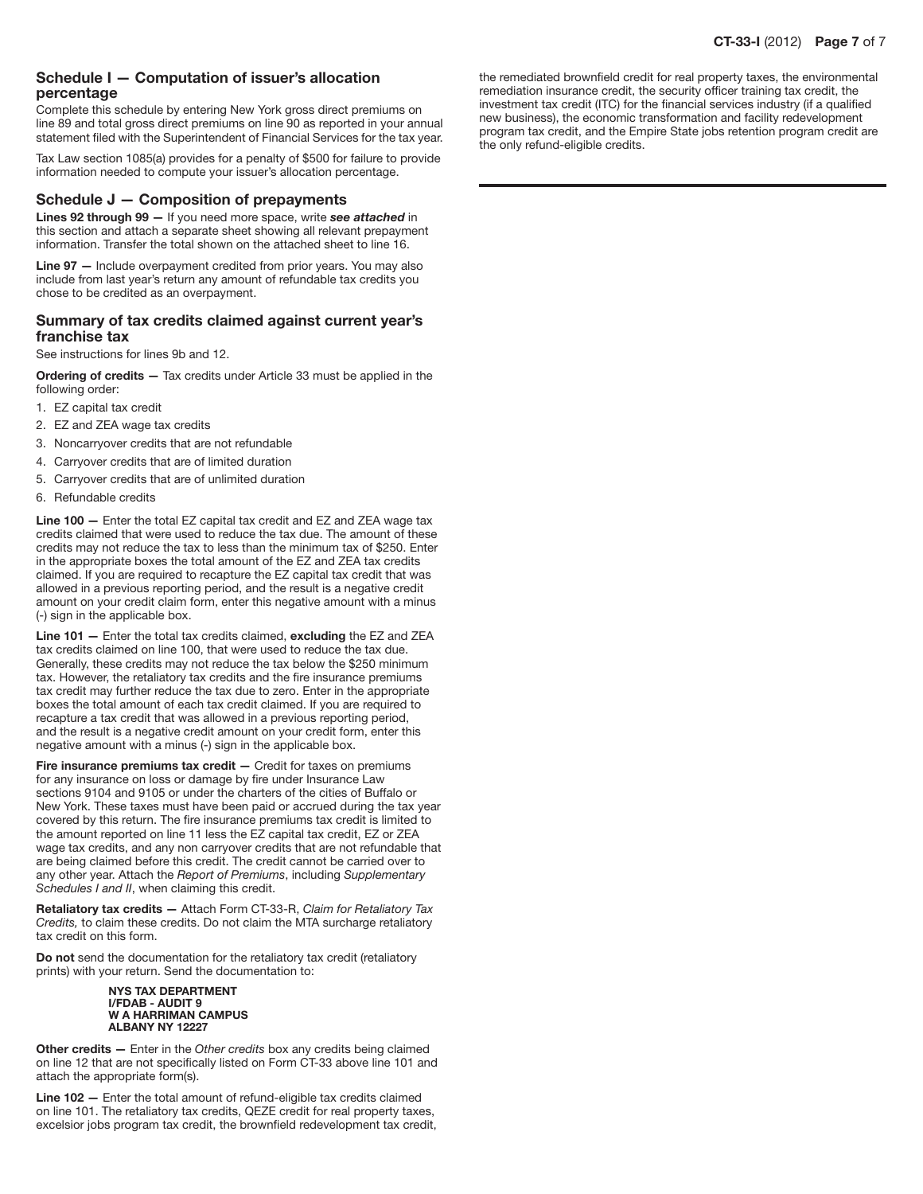## Schedule I — Computation of issuer's allocation percentage

Complete this schedule by entering New York gross direct premiums on line 89 and total gross direct premiums on line 90 as reported in your annual statement filed with the Superintendent of Financial Services for the tax year.

Tax Law section 1085(a) provides for a penalty of $500 for failure to provide information needed to compute your issuer's allocation percentage.

## Schedule J — Composition of prepayments

**Lines 92 through 99 —** If you need more space, write ***see attached*** in this section and attach a separate sheet showing all relevant prepayment information. Transfer the total shown on the attached sheet to line 16.

**Line 97 —** Include overpayment credited from prior years. You may also include from last year's return any amount of refundable tax credits you chose to be credited as an overpayment.

## Summary of tax credits claimed against current year's franchise tax

See instructions for lines 9b and 12.

**Ordering of credits —** Tax credits under Article 33 must be applied in the following order:

1. EZ capital tax credit
2. EZ and ZEA wage tax credits
3. Noncarryover credits that are not refundable
4. Carryover credits that are of limited duration
5. Carryover credits that are of unlimited duration
6. Refundable credits

**Line 100 —** Enter the total EZ capital tax credit and EZ and ZEA wage tax credits claimed that were used to reduce the tax due. The amount of these credits may not reduce the tax to less than the minimum tax of $250. Enter in the appropriate boxes the total amount of the EZ and ZEA tax credits claimed. If you are required to recapture the EZ capital tax credit that was allowed in a previous reporting period, and the result is a negative credit amount on your credit claim form, enter this negative amount with a minus (-) sign in the applicable box.

**Line 101 —** Enter the total tax credits claimed, **excluding** the EZ and ZEA tax credits claimed on line 100, that were used to reduce the tax due. Generally, these credits may not reduce the tax below the $250 minimum tax. However, the retaliatory tax credits and the fire insurance premiums tax credit may further reduce the tax due to zero. Enter in the appropriate boxes the total amount of each tax credit claimed. If you are required to recapture a tax credit that was allowed in a previous reporting period, and the result is a negative credit amount on your credit form, enter this negative amount with a minus (-) sign in the applicable box.

**Fire insurance premiums tax credit —** Credit for taxes on premiums for any insurance on loss or damage by fire under Insurance Law sections 9104 and 9105 or under the charters of the cities of Buffalo or New York. These taxes must have been paid or accrued during the tax year covered by this return. The fire insurance premiums tax credit is limited to the amount reported on line 11 less the EZ capital tax credit, EZ or ZEA wage tax credits, and any non carryover credits that are not refundable that are being claimed before this credit. The credit cannot be carried over to any other year. Attach the *Report of Premiums*, including *Supplementary Schedules I and II*, when claiming this credit.

**Retaliatory tax credits —** Attach Form CT-33-R, *Claim for Retaliatory Tax Credits,* to claim these credits. Do not claim the MTA surcharge retaliatory tax credit on this form.

**Do not** send the documentation for the retaliatory tax credit (retaliatory prints) with your return. Send the documentation to:

**NYS TAX DEPARTMENT**
**I/FDAB - AUDIT 9**
**W A HARRIMAN CAMPUS**
**ALBANY NY 12227**

**Other credits —** Enter in the *Other credits* box any credits being claimed on line 12 that are not specifically listed on Form CT-33 above line 101 and attach the appropriate form(s).

**Line 102 —** Enter the total amount of refund-eligible tax credits claimed on line 101. The retaliatory tax credits, QEZE credit for real property taxes, excelsior jobs program tax credit, the brownfield redevelopment tax credit, the remediated brownfield credit for real property taxes, the environmental remediation insurance credit, the security officer training tax credit, the investment tax credit (ITC) for the financial services industry (if a qualified new business), the economic transformation and facility redevelopment program tax credit, and the Empire State jobs retention program credit are the only refund-eligible credits.